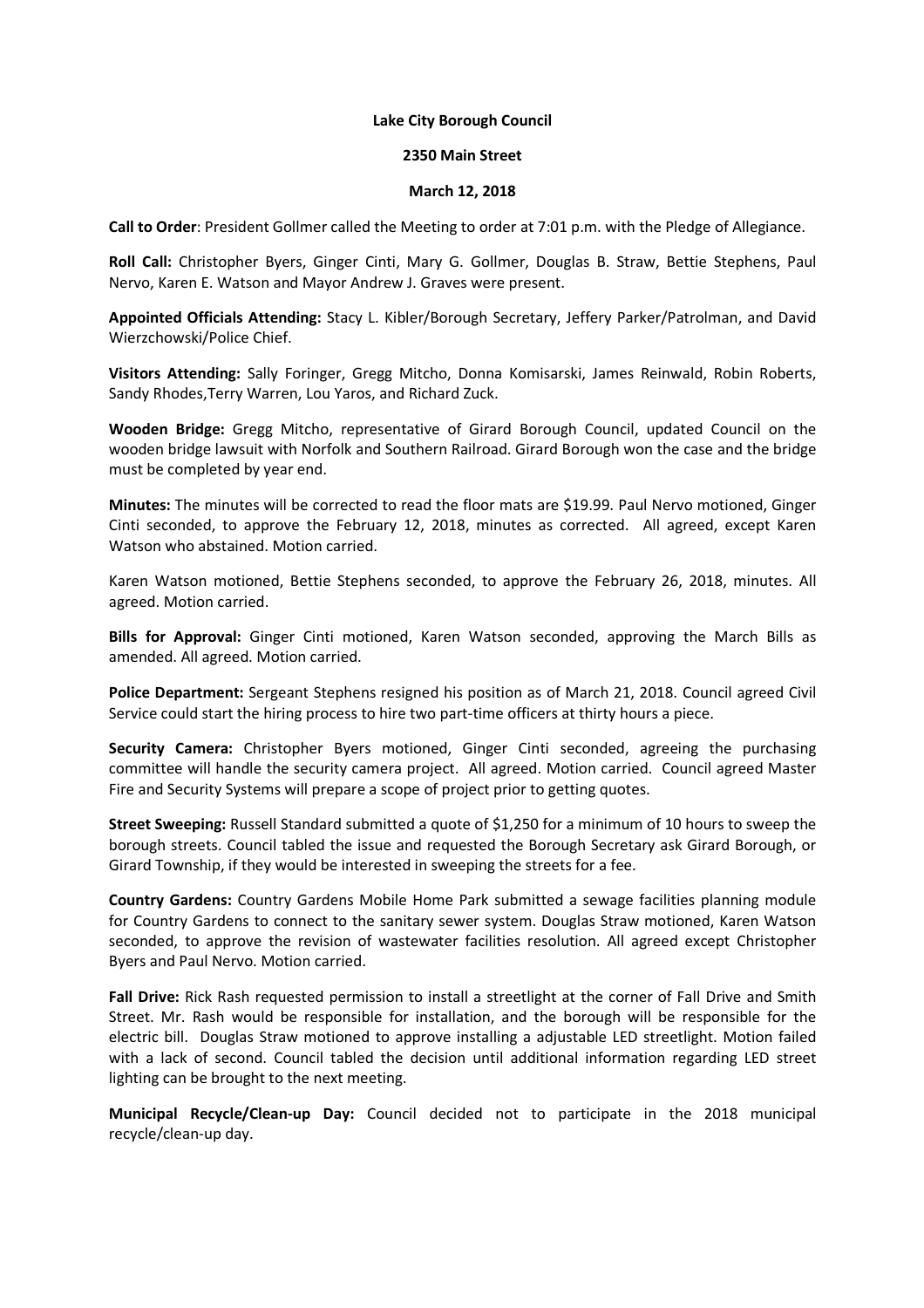**Lake City Borough Council**

**2350 Main Street**

**March 12, 2018**

**Call to Order**: President Gollmer called the Meeting to order at 7:01 p.m. with the Pledge of Allegiance.

**Roll Call:** Christopher Byers, Ginger Cinti, Mary G. Gollmer, Douglas B. Straw, Bettie Stephens, Paul Nervo, Karen E. Watson and Mayor Andrew J. Graves were present.

**Appointed Officials Attending:** Stacy L. Kibler/Borough Secretary, Jeffery Parker/Patrolman, and David Wierzchowski/Police Chief.

**Visitors Attending:** Sally Foringer, Gregg Mitcho, Donna Komisarski, James Reinwald, Robin Roberts, Sandy Rhodes,Terry Warren, Lou Yaros, and Richard Zuck.

**Wooden Bridge:** Gregg Mitcho, representative of Girard Borough Council, updated Council on the wooden bridge lawsuit with Norfolk and Southern Railroad. Girard Borough won the case and the bridge must be completed by year end.

**Minutes:** The minutes will be corrected to read the floor mats are $19.99. Paul Nervo motioned, Ginger Cinti seconded, to approve the February 12, 2018, minutes as corrected. All agreed, except Karen Watson who abstained. Motion carried.

Karen Watson motioned, Bettie Stephens seconded, to approve the February 26, 2018, minutes. All agreed. Motion carried.

**Bills for Approval:** Ginger Cinti motioned, Karen Watson seconded, approving the March Bills as amended. All agreed. Motion carried.

**Police Department:** Sergeant Stephens resigned his position as of March 21, 2018. Council agreed Civil Service could start the hiring process to hire two part-time officers at thirty hours a piece.

**Security Camera:** Christopher Byers motioned, Ginger Cinti seconded, agreeing the purchasing committee will handle the security camera project. All agreed. Motion carried. Council agreed Master Fire and Security Systems will prepare a scope of project prior to getting quotes.

**Street Sweeping:** Russell Standard submitted a quote of $1,250 for a minimum of 10 hours to sweep the borough streets. Council tabled the issue and requested the Borough Secretary ask Girard Borough, or Girard Township, if they would be interested in sweeping the streets for a fee.

**Country Gardens:** Country Gardens Mobile Home Park submitted a sewage facilities planning module for Country Gardens to connect to the sanitary sewer system. Douglas Straw motioned, Karen Watson seconded, to approve the revision of wastewater facilities resolution. All agreed except Christopher Byers and Paul Nervo. Motion carried.

**Fall Drive:** Rick Rash requested permission to install a streetlight at the corner of Fall Drive and Smith Street. Mr. Rash would be responsible for installation, and the borough will be responsible for the electric bill. Douglas Straw motioned to approve installing a adjustable LED streetlight. Motion failed with a lack of second. Council tabled the decision until additional information regarding LED street lighting can be brought to the next meeting.

**Municipal Recycle/Clean-up Day:** Council decided not to participate in the 2018 municipal recycle/clean-up day.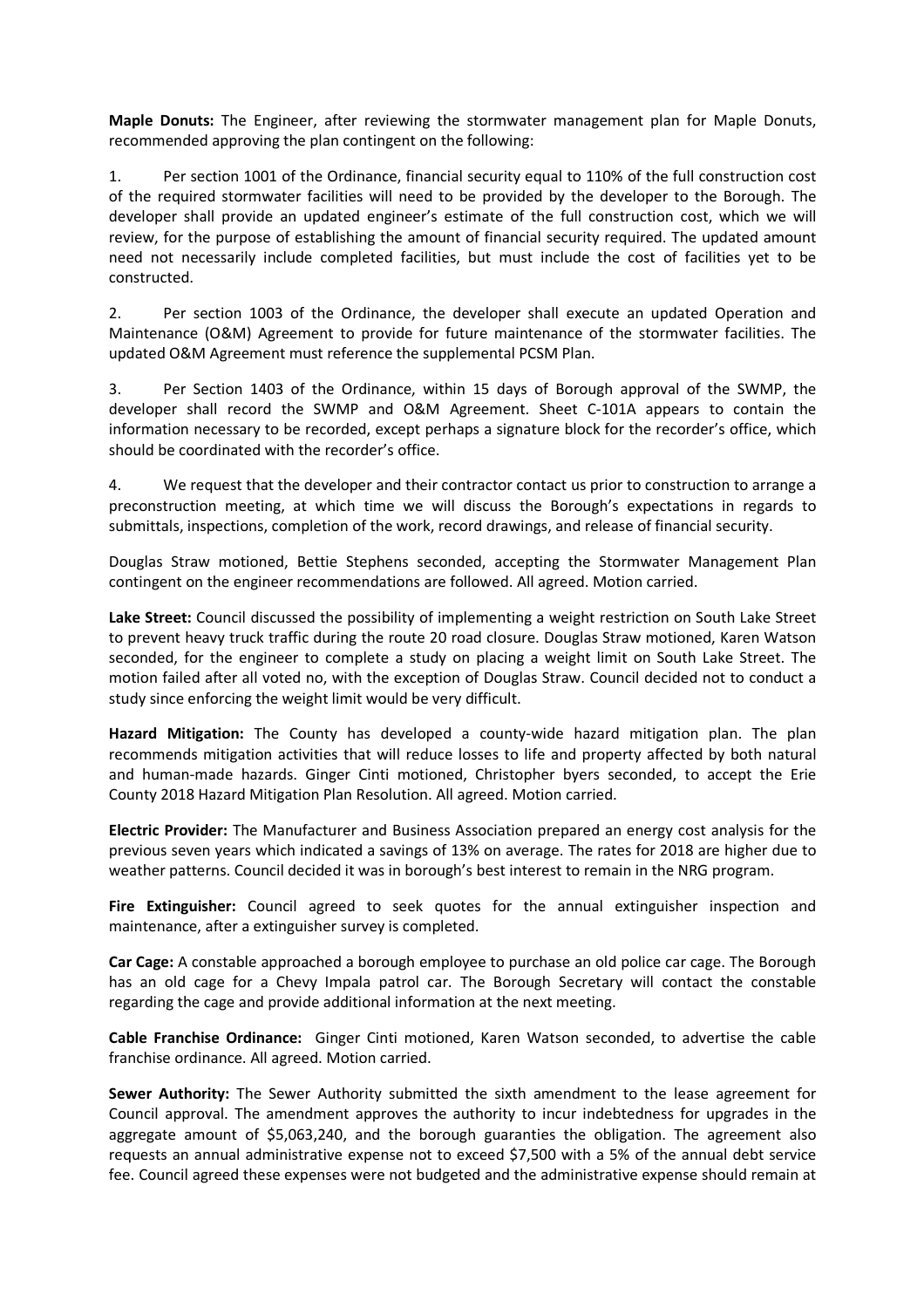**Maple Donuts:** The Engineer, after reviewing the stormwater management plan for Maple Donuts, recommended approving the plan contingent on the following:

1. Per section 1001 of the Ordinance, financial security equal to 110% of the full construction cost of the required stormwater facilities will need to be provided by the developer to the Borough. The developer shall provide an updated engineer's estimate of the full construction cost, which we will review, for the purpose of establishing the amount of financial security required. The updated amount need not necessarily include completed facilities, but must include the cost of facilities yet to be constructed.

2. Per section 1003 of the Ordinance, the developer shall execute an updated Operation and Maintenance (O&M) Agreement to provide for future maintenance of the stormwater facilities. The updated O&M Agreement must reference the supplemental PCSM Plan.

3. Per Section 1403 of the Ordinance, within 15 days of Borough approval of the SWMP, the developer shall record the SWMP and O&M Agreement. Sheet C-101A appears to contain the information necessary to be recorded, except perhaps a signature block for the recorder's office, which should be coordinated with the recorder's office.

4. We request that the developer and their contractor contact us prior to construction to arrange a preconstruction meeting, at which time we will discuss the Borough's expectations in regards to submittals, inspections, completion of the work, record drawings, and release of financial security.

Douglas Straw motioned, Bettie Stephens seconded, accepting the Stormwater Management Plan contingent on the engineer recommendations are followed. All agreed. Motion carried.

**Lake Street:** Council discussed the possibility of implementing a weight restriction on South Lake Street to prevent heavy truck traffic during the route 20 road closure. Douglas Straw motioned, Karen Watson seconded, for the engineer to complete a study on placing a weight limit on South Lake Street. The motion failed after all voted no, with the exception of Douglas Straw. Council decided not to conduct a study since enforcing the weight limit would be very difficult.

**Hazard Mitigation:** The County has developed a county-wide hazard mitigation plan. The plan recommends mitigation activities that will reduce losses to life and property affected by both natural and human-made hazards. Ginger Cinti motioned, Christopher byers seconded, to accept the Erie County 2018 Hazard Mitigation Plan Resolution. All agreed. Motion carried.

**Electric Provider:** The Manufacturer and Business Association prepared an energy cost analysis for the previous seven years which indicated a savings of 13% on average. The rates for 2018 are higher due to weather patterns. Council decided it was in borough's best interest to remain in the NRG program.

**Fire Extinguisher:** Council agreed to seek quotes for the annual extinguisher inspection and maintenance, after a extinguisher survey is completed.

**Car Cage:** A constable approached a borough employee to purchase an old police car cage. The Borough has an old cage for a Chevy Impala patrol car. The Borough Secretary will contact the constable regarding the cage and provide additional information at the next meeting.

**Cable Franchise Ordinance:** Ginger Cinti motioned, Karen Watson seconded, to advertise the cable franchise ordinance. All agreed. Motion carried.

**Sewer Authority:** The Sewer Authority submitted the sixth amendment to the lease agreement for Council approval. The amendment approves the authority to incur indebtedness for upgrades in the aggregate amount of $5,063,240, and the borough guaranties the obligation. The agreement also requests an annual administrative expense not to exceed $7,500 with a 5% of the annual debt service fee. Council agreed these expenses were not budgeted and the administrative expense should remain at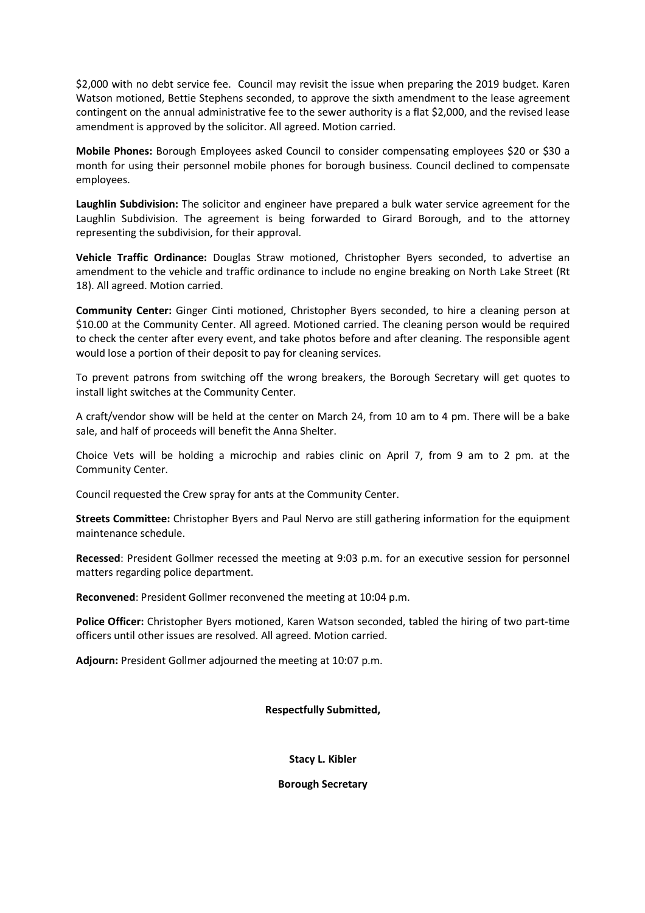$2,000 with no debt service fee. Council may revisit the issue when preparing the 2019 budget. Karen Watson motioned, Bettie Stephens seconded, to approve the sixth amendment to the lease agreement contingent on the annual administrative fee to the sewer authority is a flat $2,000, and the revised lease amendment is approved by the solicitor. All agreed. Motion carried.

**Mobile Phones:** Borough Employees asked Council to consider compensating employees $20 or $30 a month for using their personnel mobile phones for borough business. Council declined to compensate employees.

**Laughlin Subdivision:** The solicitor and engineer have prepared a bulk water service agreement for the Laughlin Subdivision. The agreement is being forwarded to Girard Borough, and to the attorney representing the subdivision, for their approval.

**Vehicle Traffic Ordinance:** Douglas Straw motioned, Christopher Byers seconded, to advertise an amendment to the vehicle and traffic ordinance to include no engine breaking on North Lake Street (Rt 18). All agreed. Motion carried.

**Community Center:** Ginger Cinti motioned, Christopher Byers seconded, to hire a cleaning person at $10.00 at the Community Center. All agreed. Motioned carried. The cleaning person would be required to check the center after every event, and take photos before and after cleaning. The responsible agent would lose a portion of their deposit to pay for cleaning services.

To prevent patrons from switching off the wrong breakers, the Borough Secretary will get quotes to install light switches at the Community Center.

A craft/vendor show will be held at the center on March 24, from 10 am to 4 pm. There will be a bake sale, and half of proceeds will benefit the Anna Shelter.

Choice Vets will be holding a microchip and rabies clinic on April 7, from 9 am to 2 pm. at the Community Center.

Council requested the Crew spray for ants at the Community Center.

**Streets Committee:** Christopher Byers and Paul Nervo are still gathering information for the equipment maintenance schedule.

**Recessed**: President Gollmer recessed the meeting at 9:03 p.m. for an executive session for personnel matters regarding police department.

**Reconvened**: President Gollmer reconvened the meeting at 10:04 p.m.

**Police Officer:** Christopher Byers motioned, Karen Watson seconded, tabled the hiring of two part-time officers until other issues are resolved. All agreed. Motion carried.

**Adjourn:** President Gollmer adjourned the meeting at 10:07 p.m.

**Respectfully Submitted,**

**Stacy L. Kibler**

**Borough Secretary**